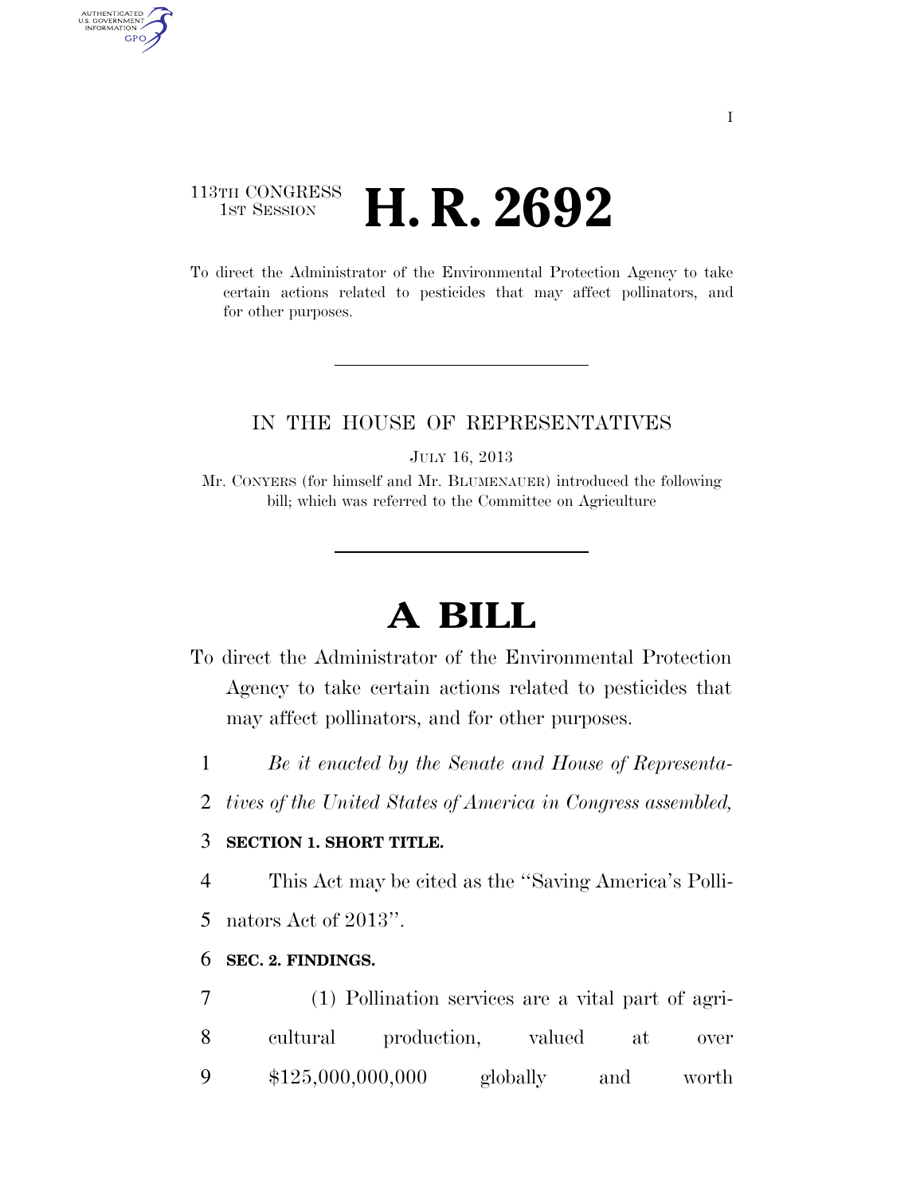113TH CONGRESS
1ST SESSION

# H. R. 2692

To direct the Administrator of the Environmental Protection Agency to take certain actions related to pesticides that may affect pollinators, and for other purposes.

IN THE HOUSE OF REPRESENTATIVES

JULY 16, 2013

Mr. CONYERS (for himself and Mr. BLUMENAUER) introduced the following bill; which was referred to the Committee on Agriculture

# A BILL

To direct the Administrator of the Environmental Protection Agency to take certain actions related to pesticides that may affect pollinators, and for other purposes.

*Be it enacted by the Senate and House of Representatives of the United States of America in Congress assembled,*

**SECTION 1. SHORT TITLE.**

This Act may be cited as the "Saving America's Pollinators Act of 2013".

**SEC. 2. FINDINGS.**

(1) Pollination services are a vital part of agricultural production, valued at over $125,000,000,000 globally and worth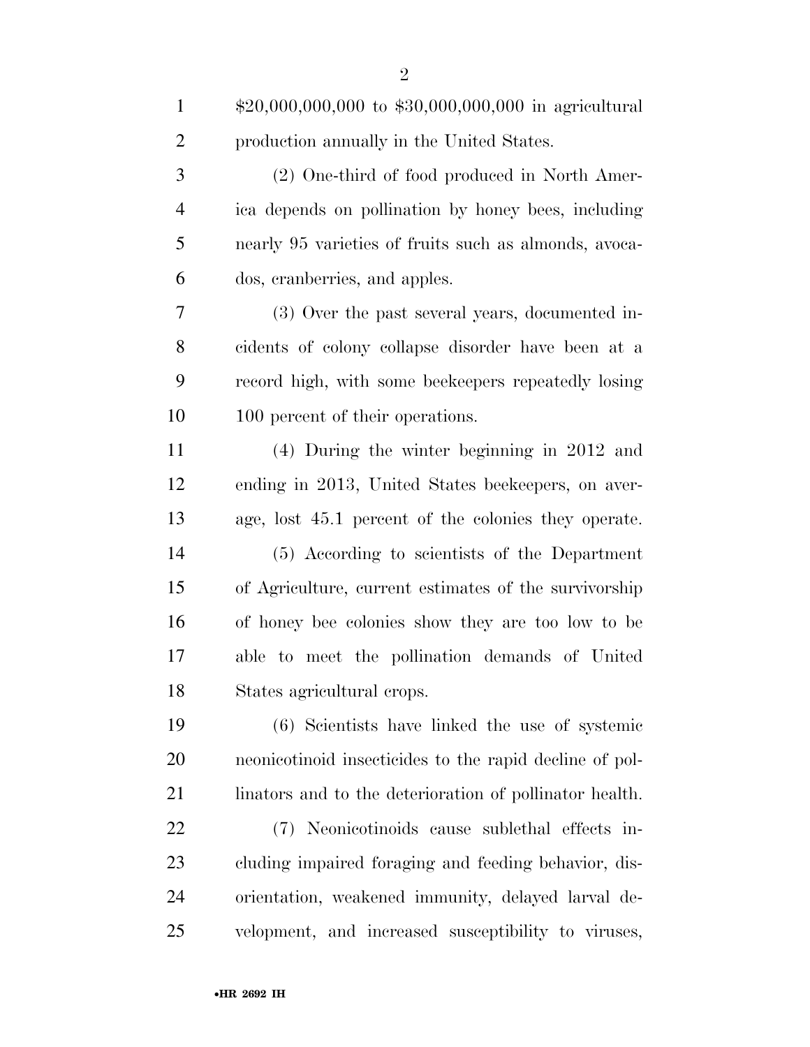$20,000,000,000 to $30,000,000,000 in agricultural production annually in the United States.

(2) One-third of food produced in North America depends on pollination by honey bees, including nearly 95 varieties of fruits such as almonds, avocados, cranberries, and apples.

(3) Over the past several years, documented incidents of colony collapse disorder have been at a record high, with some beekeepers repeatedly losing 100 percent of their operations.

(4) During the winter beginning in 2012 and ending in 2013, United States beekeepers, on average, lost 45.1 percent of the colonies they operate.

(5) According to scientists of the Department of Agriculture, current estimates of the survivorship of honey bee colonies show they are too low to be able to meet the pollination demands of United States agricultural crops.

(6) Scientists have linked the use of systemic neonicotinoid insecticides to the rapid decline of pollinators and to the deterioration of pollinator health.

(7) Neonicotinoids cause sublethal effects including impaired foraging and feeding behavior, disorientation, weakened immunity, delayed larval development, and increased susceptibility to viruses,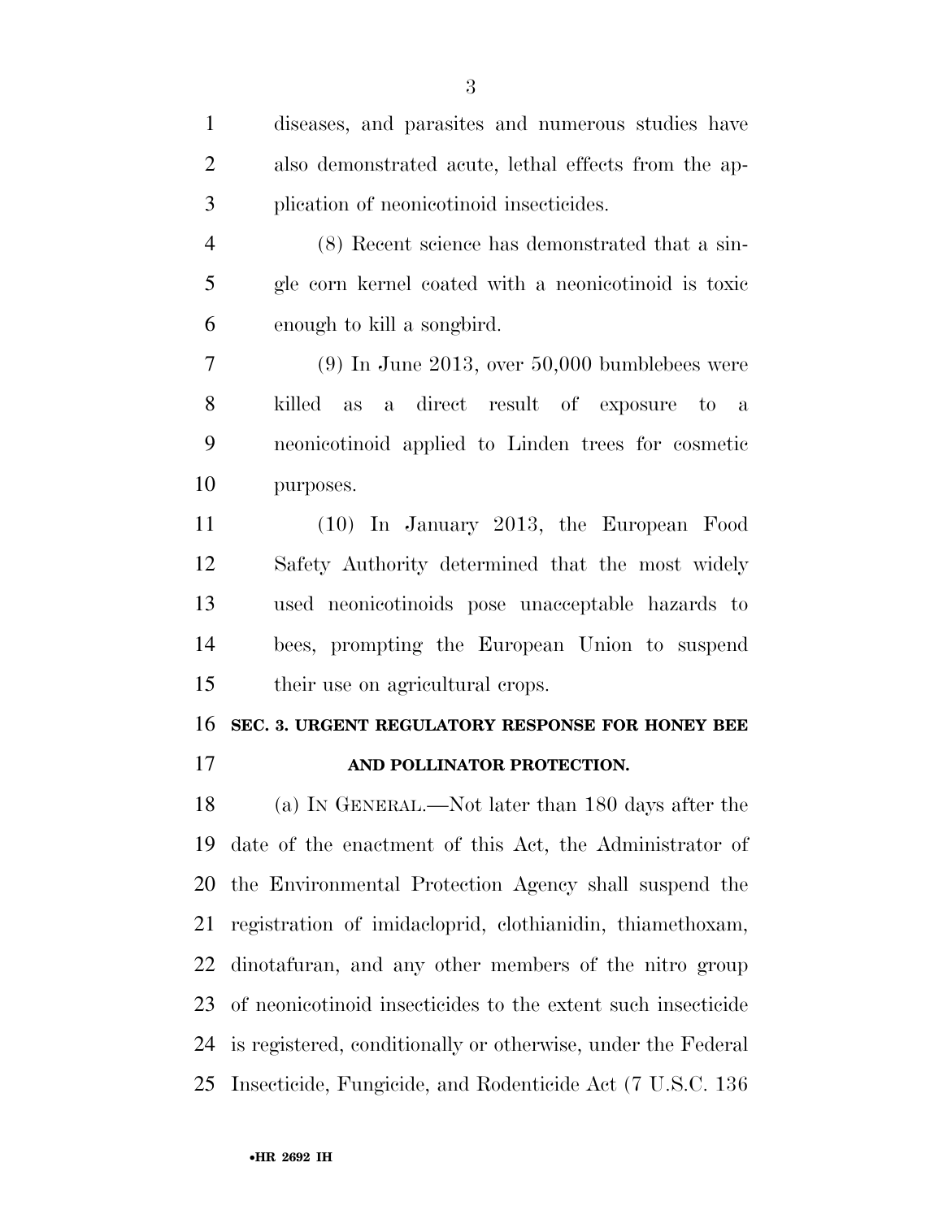diseases, and parasites and numerous studies have also demonstrated acute, lethal effects from the application of neonicotinoid insecticides.

(8) Recent science has demonstrated that a single corn kernel coated with a neonicotinoid is toxic enough to kill a songbird.

(9) In June 2013, over 50,000 bumblebees were killed as a direct result of exposure to a neonicotinoid applied to Linden trees for cosmetic purposes.

(10) In January 2013, the European Food Safety Authority determined that the most widely used neonicotinoids pose unacceptable hazards to bees, prompting the European Union to suspend their use on agricultural crops.

### SEC. 3. URGENT REGULATORY RESPONSE FOR HONEY BEE AND POLLINATOR PROTECTION.

(a) IN GENERAL.—Not later than 180 days after the date of the enactment of this Act, the Administrator of the Environmental Protection Agency shall suspend the registration of imidacloprid, clothianidin, thiamethoxam, dinotafuran, and any other members of the nitro group of neonicotinoid insecticides to the extent such insecticide is registered, conditionally or otherwise, under the Federal Insecticide, Fungicide, and Rodenticide Act (7 U.S.C. 136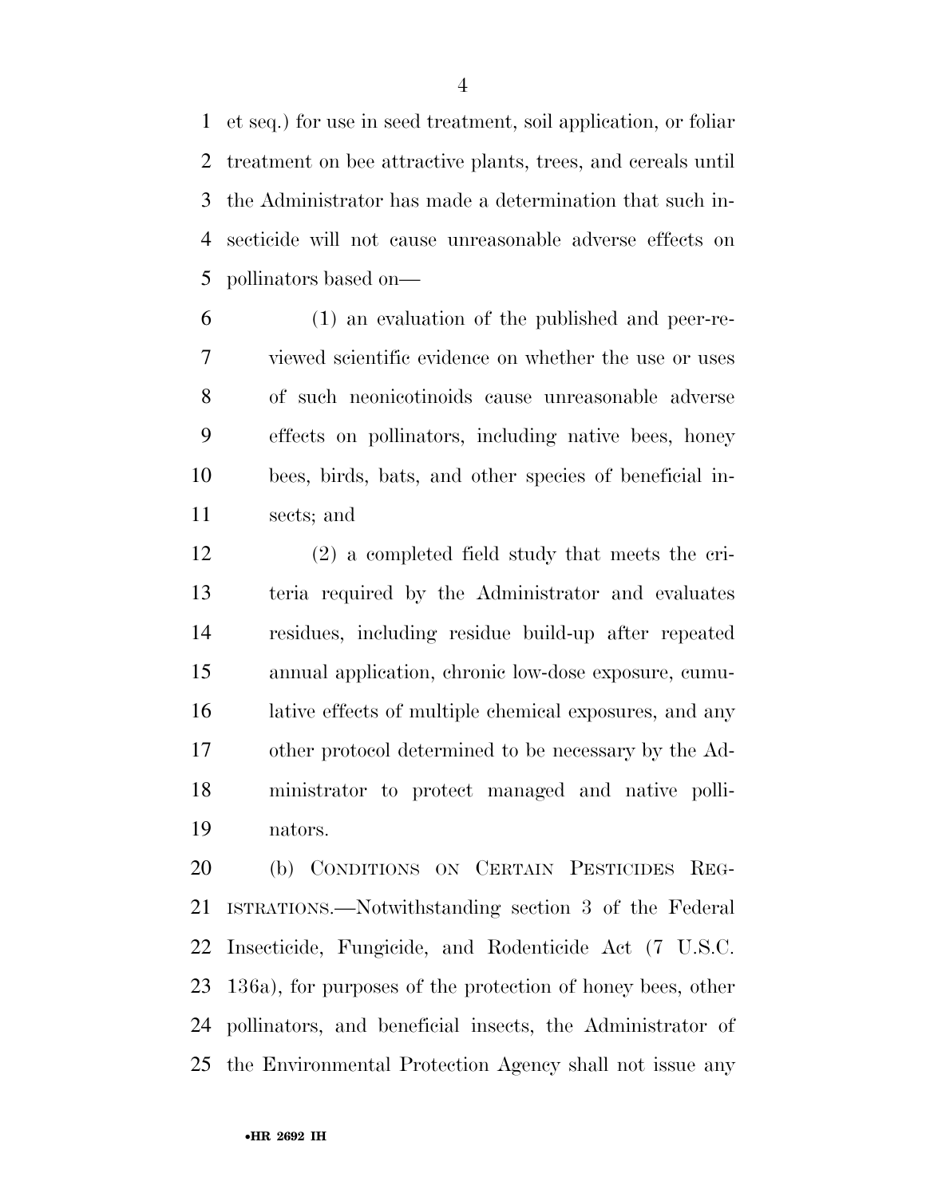et seq.) for use in seed treatment, soil application, or foliar treatment on bee attractive plants, trees, and cereals until the Administrator has made a determination that such insecticide will not cause unreasonable adverse effects on pollinators based on—

(1) an evaluation of the published and peer-reviewed scientific evidence on whether the use or uses of such neonicotinoids cause unreasonable adverse effects on pollinators, including native bees, honey bees, birds, bats, and other species of beneficial insects; and

(2) a completed field study that meets the criteria required by the Administrator and evaluates residues, including residue build-up after repeated annual application, chronic low-dose exposure, cumulative effects of multiple chemical exposures, and any other protocol determined to be necessary by the Administrator to protect managed and native pollinators.

(b) CONDITIONS ON CERTAIN PESTICIDES REGISTRATIONS.—Notwithstanding section 3 of the Federal Insecticide, Fungicide, and Rodenticide Act (7 U.S.C. 136a), for purposes of the protection of honey bees, other pollinators, and beneficial insects, the Administrator of the Environmental Protection Agency shall not issue any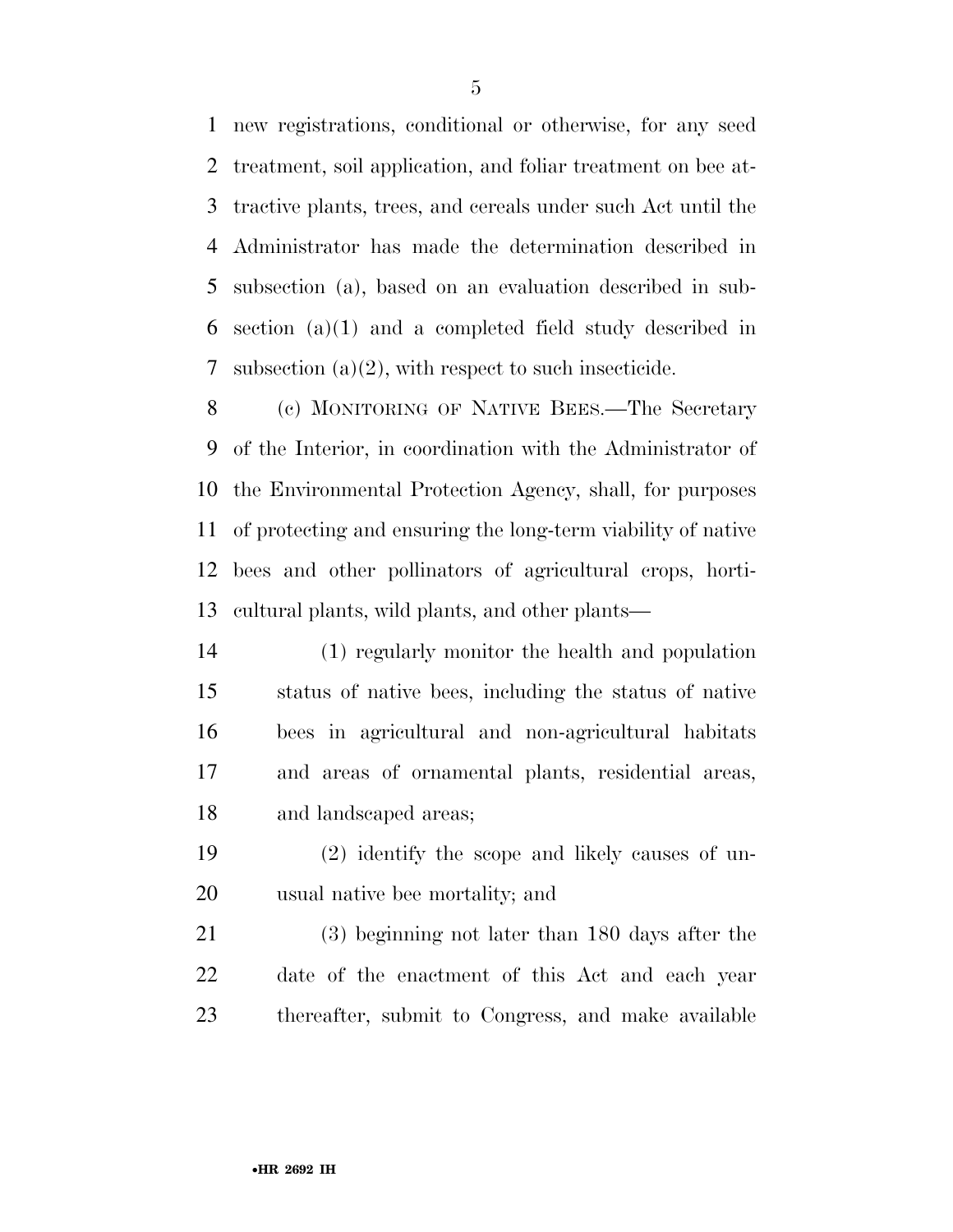new registrations, conditional or otherwise, for any seed treatment, soil application, and foliar treatment on bee attractive plants, trees, and cereals under such Act until the Administrator has made the determination described in subsection (a), based on an evaluation described in subsection (a)(1) and a completed field study described in subsection (a)(2), with respect to such insecticide.

(c) MONITORING OF NATIVE BEES.—The Secretary of the Interior, in coordination with the Administrator of the Environmental Protection Agency, shall, for purposes of protecting and ensuring the long-term viability of native bees and other pollinators of agricultural crops, horticultural plants, wild plants, and other plants—

(1) regularly monitor the health and population status of native bees, including the status of native bees in agricultural and non-agricultural habitats and areas of ornamental plants, residential areas, and landscaped areas;

(2) identify the scope and likely causes of unusual native bee mortality; and

(3) beginning not later than 180 days after the date of the enactment of this Act and each year thereafter, submit to Congress, and make available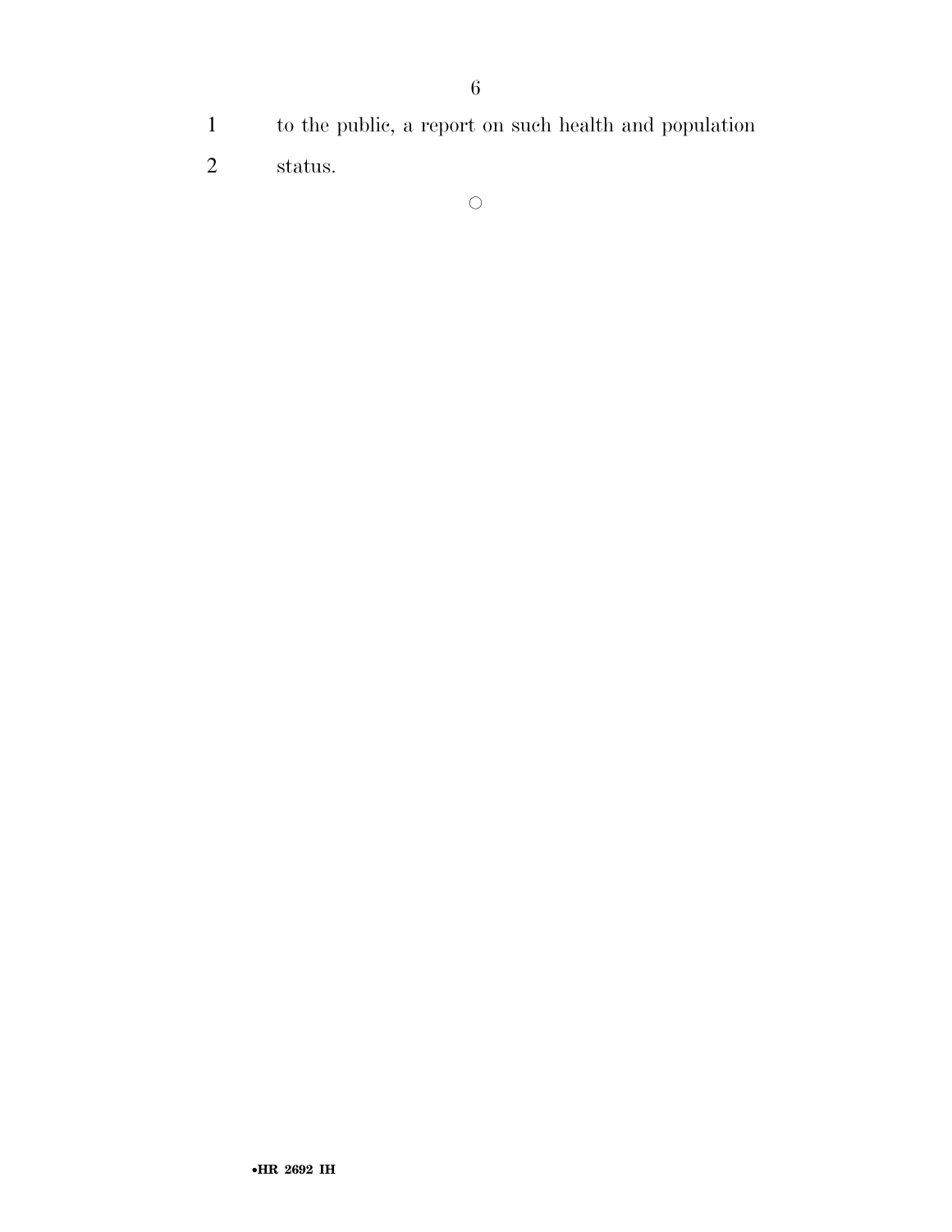to the public, a report on such health and population status.

○